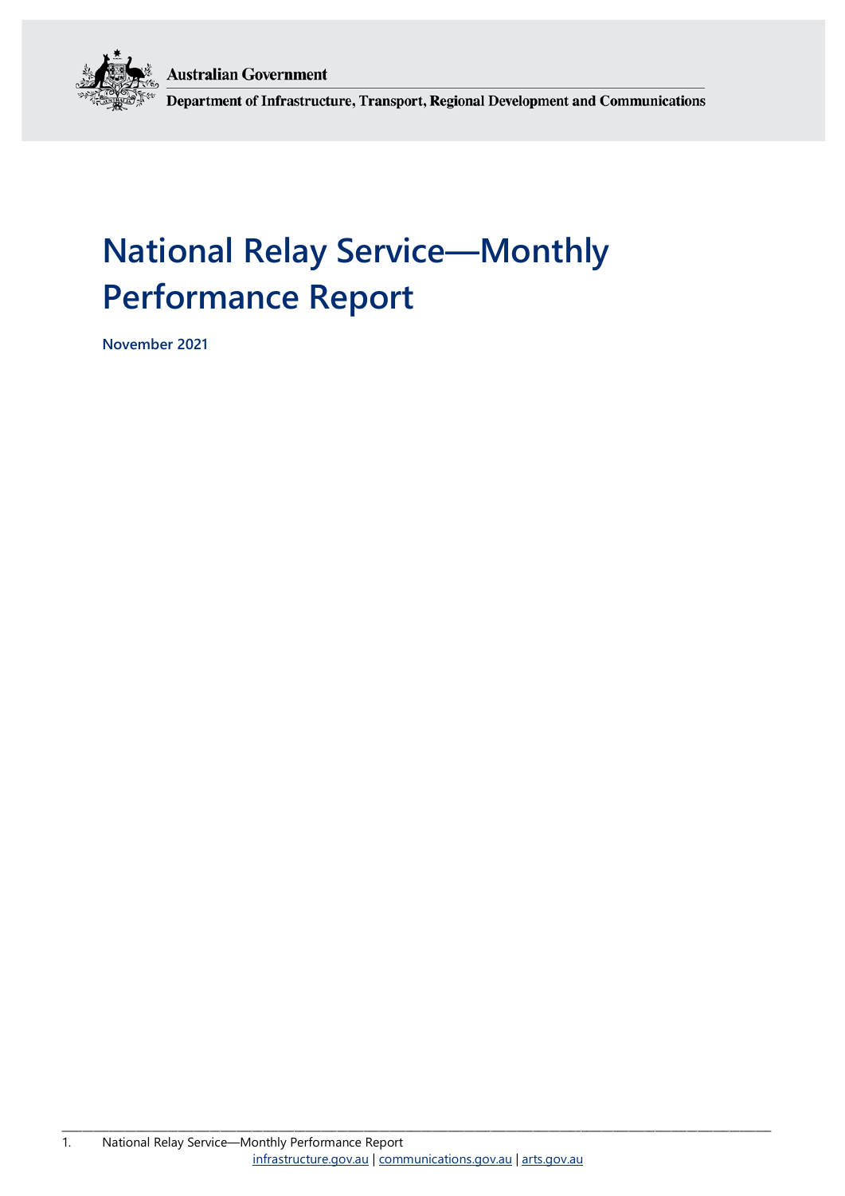Australian Government

Department of Infrastructure, Transport, Regional Development and Communications

# National Relay Service—Monthly Performance Report

**November 2021**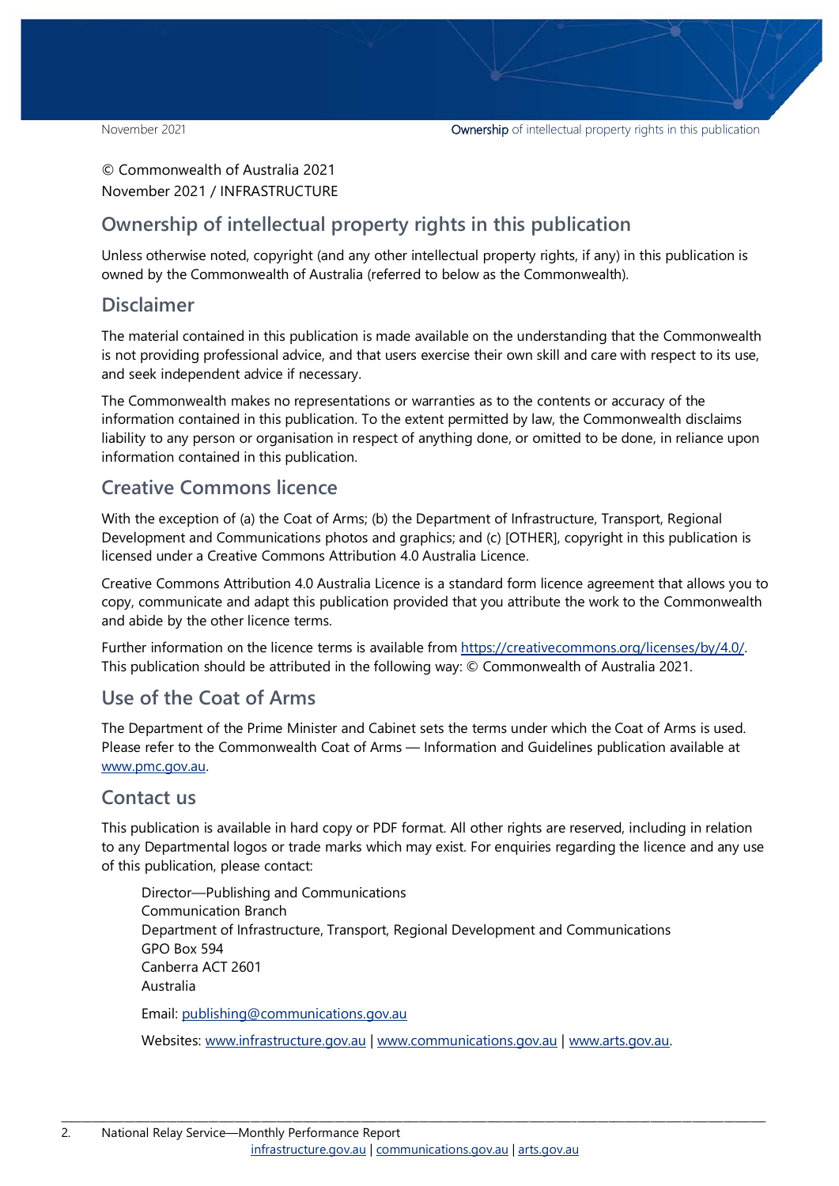© Commonwealth of Australia 2021
November 2021 / INFRASTRUCTURE

## Ownership of intellectual property rights in this publication

Unless otherwise noted, copyright (and any other intellectual property rights, if any) in this publication is owned by the Commonwealth of Australia (referred to below as the Commonwealth).

## Disclaimer

The material contained in this publication is made available on the understanding that the Commonwealth is not providing professional advice, and that users exercise their own skill and care with respect to its use, and seek independent advice if necessary.

The Commonwealth makes no representations or warranties as to the contents or accuracy of the information contained in this publication. To the extent permitted by law, the Commonwealth disclaims liability to any person or organisation in respect of anything done, or omitted to be done, in reliance upon information contained in this publication.

## Creative Commons licence

With the exception of (a) the Coat of Arms; (b) the Department of Infrastructure, Transport, Regional Development and Communications photos and graphics; and (c) [OTHER], copyright in this publication is licensed under a Creative Commons Attribution 4.0 Australia Licence.

Creative Commons Attribution 4.0 Australia Licence is a standard form licence agreement that allows you to copy, communicate and adapt this publication provided that you attribute the work to the Commonwealth and abide by the other licence terms.

Further information on the licence terms is available from https://creativecommons.org/licenses/by/4.0/. This publication should be attributed in the following way: © Commonwealth of Australia 2021.

## Use of the Coat of Arms

The Department of the Prime Minister and Cabinet sets the terms under which the Coat of Arms is used. Please refer to the Commonwealth Coat of Arms — Information and Guidelines publication available at www.pmc.gov.au.

## Contact us

This publication is available in hard copy or PDF format. All other rights are reserved, including in relation to any Departmental logos or trade marks which may exist. For enquiries regarding the licence and any use of this publication, please contact:

Director—Publishing and Communications
Communication Branch
Department of Infrastructure, Transport, Regional Development and Communications
GPO Box 594
Canberra ACT 2601
Australia

Email: publishing@communications.gov.au

Websites: www.infrastructure.gov.au | www.communications.gov.au | www.arts.gov.au.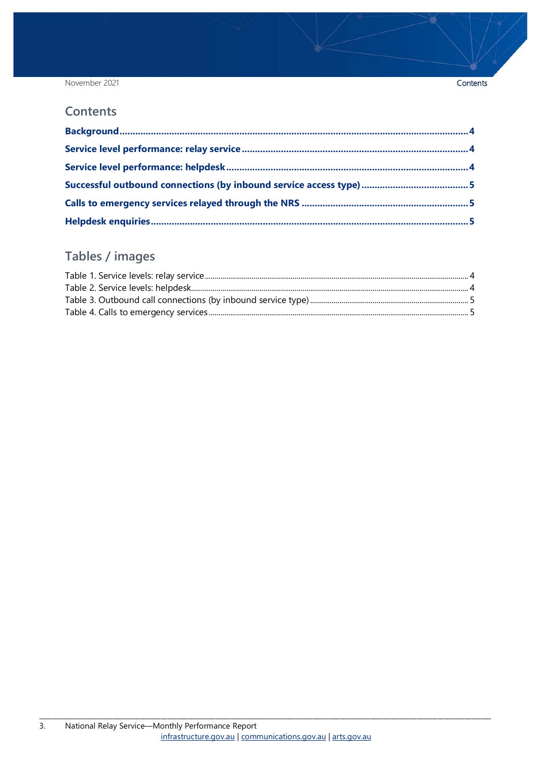## Contents

**Background** .......... 4

**Service level performance: relay service** .......... 4

**Service level performance: helpdesk** .......... 4

**Successful outbound connections (by inbound service access type)** .......... 5

**Calls to emergency services relayed through the NRS** .......... 5

**Helpdesk enquiries** .......... 5

## Tables / images

Table 1. Service levels: relay service .......... 4
Table 2. Service levels: helpdesk .......... 4
Table 3. Outbound call connections (by inbound service type) .......... 5
Table 4. Calls to emergency services .......... 5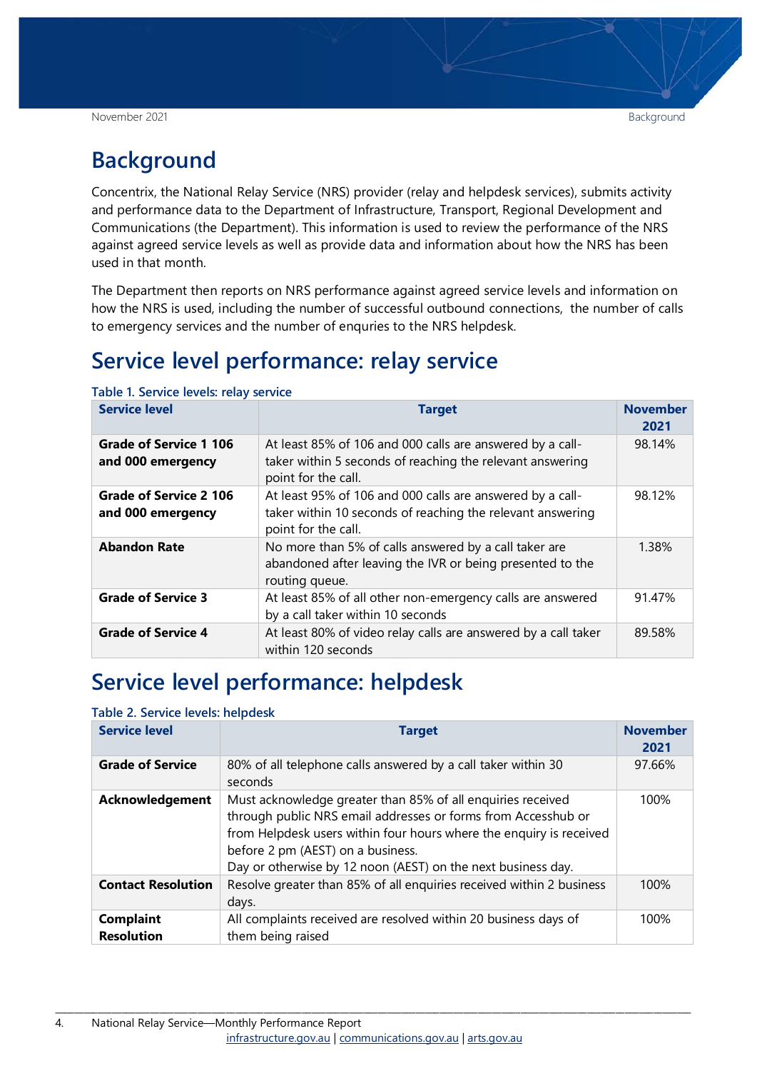# Background

Concentrix, the National Relay Service (NRS) provider (relay and helpdesk services), submits activity and performance data to the Department of Infrastructure, Transport, Regional Development and Communications (the Department). This information is used to review the performance of the NRS against agreed service levels as well as provide data and information about how the NRS has been used in that month.

The Department then reports on NRS performance against agreed service levels and information on how the NRS is used, including the number of successful outbound connections, the number of calls to emergency services and the number of enquries to the NRS helpdesk.

# Service level performance: relay service

**Table 1. Service levels: relay service**

| Service level | Target | November 2021 |
|---|---|---|
| **Grade of Service 1 106 and 000 emergency** | At least 85% of 106 and 000 calls are answered by a call-taker within 5 seconds of reaching the relevant answering point for the call. | 98.14% |
| **Grade of Service 2 106 and 000 emergency** | At least 95% of 106 and 000 calls are answered by a call-taker within 10 seconds of reaching the relevant answering point for the call. | 98.12% |
| **Abandon Rate** | No more than 5% of calls answered by a call taker are abandoned after leaving the IVR or being presented to the routing queue. | 1.38% |
| **Grade of Service 3** | At least 85% of all other non-emergency calls are answered by a call taker within 10 seconds | 91.47% |
| **Grade of Service 4** | At least 80% of video relay calls are answered by a call taker within 120 seconds | 89.58% |

# Service level performance: helpdesk

**Table 2. Service levels: helpdesk**

| Service level | Target | November 2021 |
|---|---|---|
| **Grade of Service** | 80% of all telephone calls answered by a call taker within 30 seconds | 97.66% |
| **Acknowledgement** | Must acknowledge greater than 85% of all enquiries received through public NRS email addresses or forms from Accesshub or from Helpdesk users within four hours where the enquiry is received before 2 pm (AEST) on a business. Day or otherwise by 12 noon (AEST) on the next business day. | 100% |
| **Contact Resolution** | Resolve greater than 85% of all enquiries received within 2 business days. | 100% |
| **Complaint Resolution** | All complaints received are resolved within 20 business days of them being raised | 100% |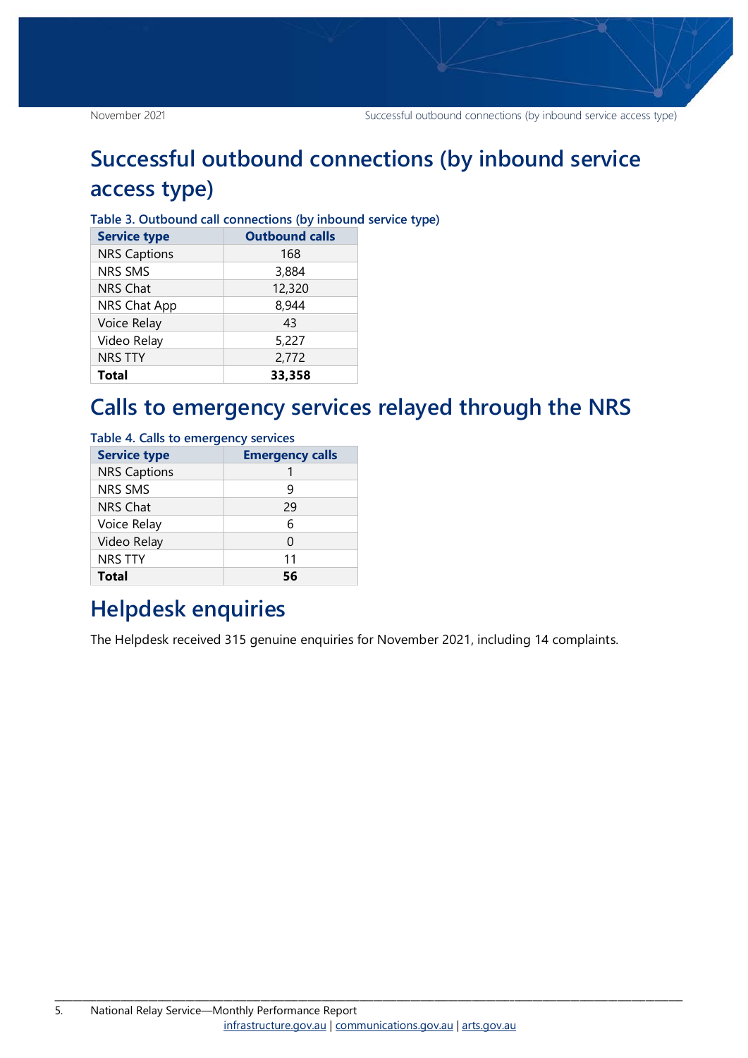# Successful outbound connections (by inbound service access type)

**Table 3. Outbound call connections (by inbound service type)**

| Service type | Outbound calls |
| --- | --- |
| NRS Captions | 168 |
| NRS SMS | 3,884 |
| NRS Chat | 12,320 |
| NRS Chat App | 8,944 |
| Voice Relay | 43 |
| Video Relay | 5,227 |
| NRS TTY | 2,772 |
| **Total** | **33,358** |

# Calls to emergency services relayed through the NRS

**Table 4. Calls to emergency services**

| Service type | Emergency calls |
| --- | --- |
| NRS Captions | 1 |
| NRS SMS | 9 |
| NRS Chat | 29 |
| Voice Relay | 6 |
| Video Relay | 0 |
| NRS TTY | 11 |
| **Total** | **56** |

# Helpdesk enquiries

The Helpdesk received 315 genuine enquiries for November 2021, including 14 complaints.